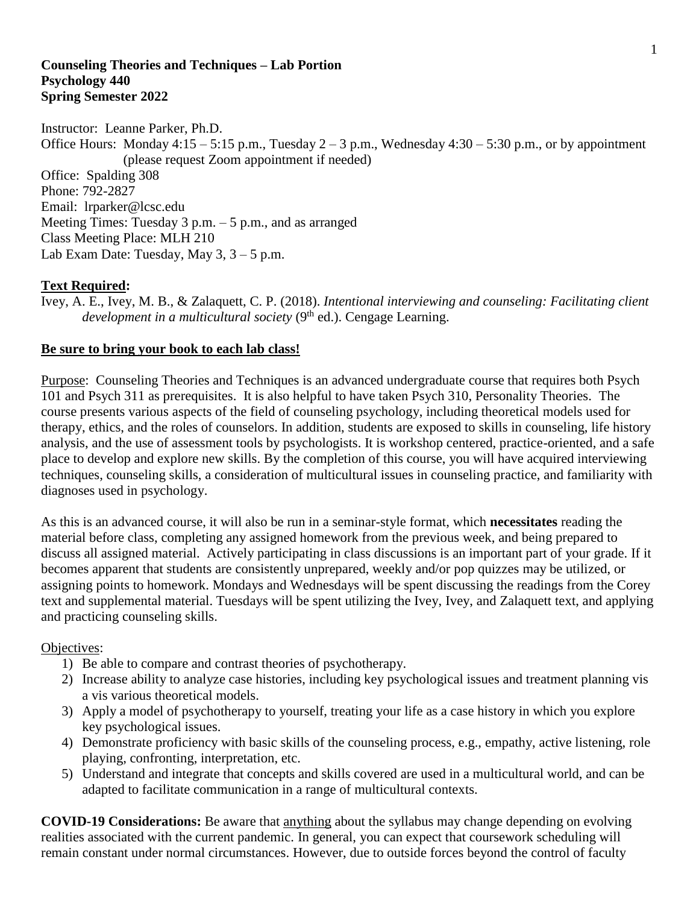**Counseling Theories and Techniques – Lab Portion**
**Psychology 440**
**Spring Semester 2022**

Instructor: Leanne Parker, Ph.D.
Office Hours: Monday 4:15 – 5:15 p.m., Tuesday 2 – 3 p.m., Wednesday 4:30 – 5:30 p.m., or by appointment (please request Zoom appointment if needed)
Office: Spalding 308
Phone: 792-2827
Email: lrparker@lcsc.edu
Meeting Times: Tuesday 3 p.m. – 5 p.m., and as arranged
Class Meeting Place: MLH 210
Lab Exam Date: Tuesday, May 3, 3 – 5 p.m.

**Text Required:**

Ivey, A. E., Ivey, M. B., & Zalaquett, C. P. (2018). *Intentional interviewing and counseling: Facilitating client development in a multicultural society* (9th ed.). Cengage Learning.

**Be sure to bring your book to each lab class!**

Purpose: Counseling Theories and Techniques is an advanced undergraduate course that requires both Psych 101 and Psych 311 as prerequisites. It is also helpful to have taken Psych 310, Personality Theories. The course presents various aspects of the field of counseling psychology, including theoretical models used for therapy, ethics, and the roles of counselors. In addition, students are exposed to skills in counseling, life history analysis, and the use of assessment tools by psychologists. It is workshop centered, practice-oriented, and a safe place to develop and explore new skills. By the completion of this course, you will have acquired interviewing techniques, counseling skills, a consideration of multicultural issues in counseling practice, and familiarity with diagnoses used in psychology.

As this is an advanced course, it will also be run in a seminar-style format, which **necessitates** reading the material before class, completing any assigned homework from the previous week, and being prepared to discuss all assigned material. Actively participating in class discussions is an important part of your grade. If it becomes apparent that students are consistently unprepared, weekly and/or pop quizzes may be utilized, or assigning points to homework. Mondays and Wednesdays will be spent discussing the readings from the Corey text and supplemental material. Tuesdays will be spent utilizing the Ivey, Ivey, and Zalaquett text, and applying and practicing counseling skills.

Objectives:

1) Be able to compare and contrast theories of psychotherapy.
2) Increase ability to analyze case histories, including key psychological issues and treatment planning vis a vis various theoretical models.
3) Apply a model of psychotherapy to yourself, treating your life as a case history in which you explore key psychological issues.
4) Demonstrate proficiency with basic skills of the counseling process, e.g., empathy, active listening, role playing, confronting, interpretation, etc.
5) Understand and integrate that concepts and skills covered are used in a multicultural world, and can be adapted to facilitate communication in a range of multicultural contexts.

**COVID-19 Considerations:** Be aware that anything about the syllabus may change depending on evolving realities associated with the current pandemic. In general, you can expect that coursework scheduling will remain constant under normal circumstances. However, due to outside forces beyond the control of faculty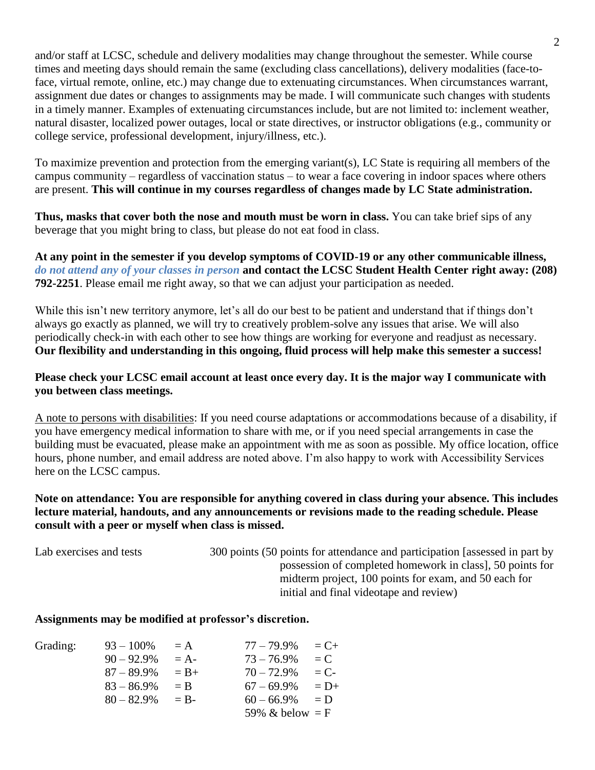and/or staff at LCSC, schedule and delivery modalities may change throughout the semester. While course times and meeting days should remain the same (excluding class cancellations), delivery modalities (face-to-face, virtual remote, online, etc.) may change due to extenuating circumstances. When circumstances warrant, assignment due dates or changes to assignments may be made. I will communicate such changes with students in a timely manner. Examples of extenuating circumstances include, but are not limited to: inclement weather, natural disaster, localized power outages, local or state directives, or instructor obligations (e.g., community or college service, professional development, injury/illness, etc.).

To maximize prevention and protection from the emerging variant(s), LC State is requiring all members of the campus community – regardless of vaccination status – to wear a face covering in indoor spaces where others are present. **This will continue in my courses regardless of changes made by LC State administration.**

**Thus, masks that cover both the nose and mouth must be worn in class.** You can take brief sips of any beverage that you might bring to class, but please do not eat food in class.

**At any point in the semester if you develop symptoms of COVID-19 or any other communicable illness,** ***do not attend any of your classes in person*** **and contact the LCSC Student Health Center right away: (208) 792-2251**. Please email me right away, so that we can adjust your participation as needed.

While this isn't new territory anymore, let's all do our best to be patient and understand that if things don't always go exactly as planned, we will try to creatively problem-solve any issues that arise. We will also periodically check-in with each other to see how things are working for everyone and readjust as necessary. **Our flexibility and understanding in this ongoing, fluid process will help make this semester a success!**

**Please check your LCSC email account at least once every day. It is the major way I communicate with you between class meetings.**

A note to persons with disabilities: If you need course adaptations or accommodations because of a disability, if you have emergency medical information to share with me, or if you need special arrangements in case the building must be evacuated, please make an appointment with me as soon as possible. My office location, office hours, phone number, and email address are noted above. I'm also happy to work with Accessibility Services here on the LCSC campus.

**Note on attendance: You are responsible for anything covered in class during your absence. This includes lecture material, handouts, and any announcements or revisions made to the reading schedule. Please consult with a peer or myself when class is missed.**

Lab exercises and tests — 300 points (50 points for attendance and participation [assessed in part by possession of completed homework in class], 50 points for midterm project, 100 points for exam, and 50 each for initial and final videotape and review)

**Assignments may be modified at professor's discretion.**

Grading:

| Range | Grade | Range | Grade |
|---|---|---|---|
| 93 – 100% | = A | 77 – 79.9% | = C+ |
| 90 – 92.9% | = A- | 73 – 76.9% | = C |
| 87 – 89.9% | = B+ | 70 – 72.9% | = C- |
| 83 – 86.9% | = B | 67 – 69.9% | = D+ |
| 80 – 82.9% | = B- | 60 – 66.9% | = D |
| | | 59% & below | = F |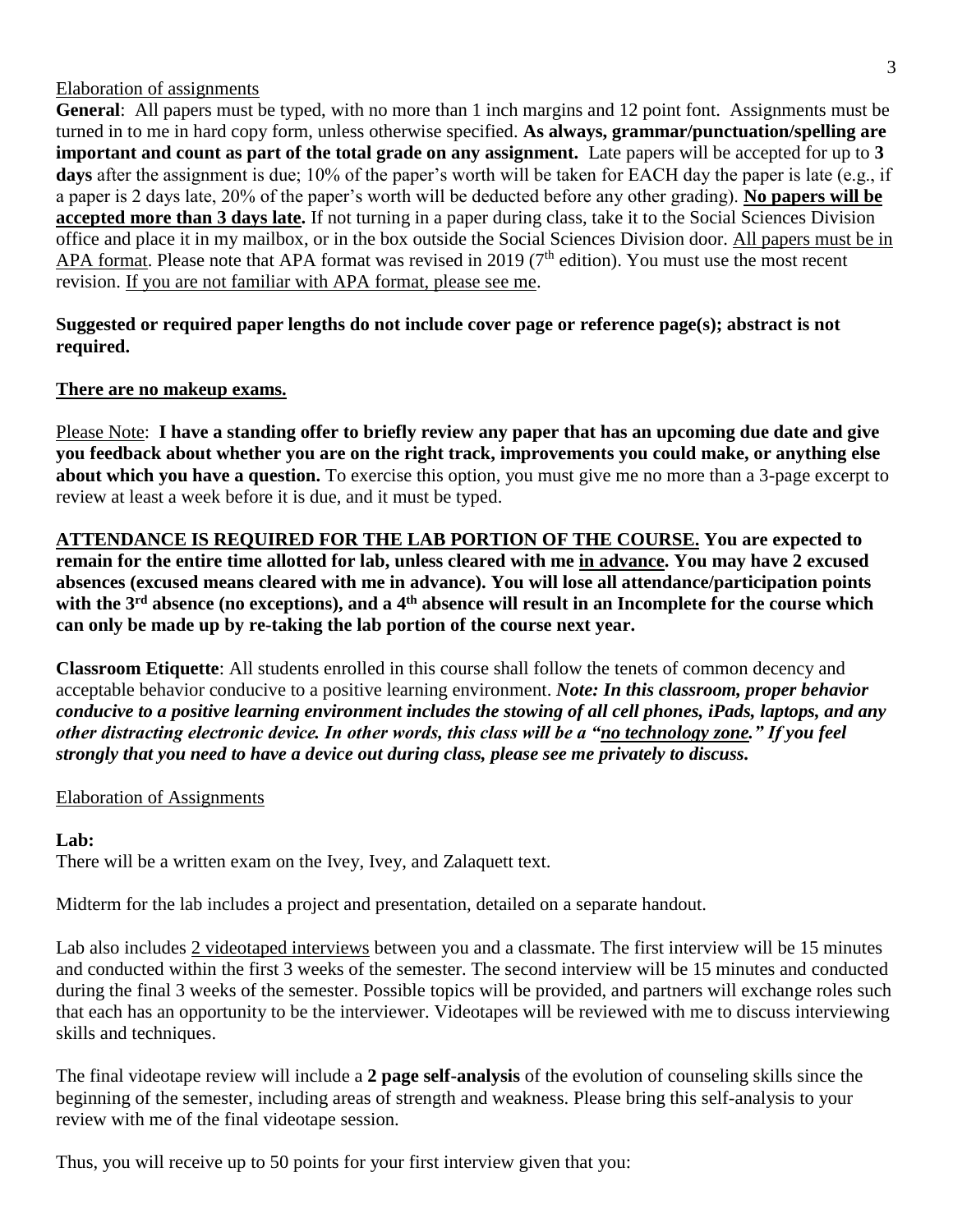Elaboration of assignments

**General**: All papers must be typed, with no more than 1 inch margins and 12 point font. Assignments must be turned in to me in hard copy form, unless otherwise specified. **As always, grammar/punctuation/spelling are important and count as part of the total grade on any assignment.** Late papers will be accepted for up to **3 days** after the assignment is due; 10% of the paper's worth will be taken for EACH day the paper is late (e.g., if a paper is 2 days late, 20% of the paper's worth will be deducted before any other grading). **No papers will be accepted more than 3 days late.** If not turning in a paper during class, take it to the Social Sciences Division office and place it in my mailbox, or in the box outside the Social Sciences Division door. All papers must be in APA format. Please note that APA format was revised in 2019 (7th edition). You must use the most recent revision. If you are not familiar with APA format, please see me.

**Suggested or required paper lengths do not include cover page or reference page(s); abstract is not required.**

**There are no makeup exams.**

Please Note: **I have a standing offer to briefly review any paper that has an upcoming due date and give you feedback about whether you are on the right track, improvements you could make, or anything else about which you have a question.** To exercise this option, you must give me no more than a 3-page excerpt to review at least a week before it is due, and it must be typed.

**ATTENDANCE IS REQUIRED FOR THE LAB PORTION OF THE COURSE. You are expected to remain for the entire time allotted for lab, unless cleared with me in advance. You may have 2 excused absences (excused means cleared with me in advance). You will lose all attendance/participation points with the 3rd absence (no exceptions), and a 4th absence will result in an Incomplete for the course which can only be made up by re-taking the lab portion of the course next year.**

**Classroom Etiquette**: All students enrolled in this course shall follow the tenets of common decency and acceptable behavior conducive to a positive learning environment. ***Note: In this classroom, proper behavior conducive to a positive learning environment includes the stowing of all cell phones, iPads, laptops, and any other distracting electronic device. In other words, this class will be a "no technology zone." If you feel strongly that you need to have a device out during class, please see me privately to discuss.***

Elaboration of Assignments

**Lab:**

There will be a written exam on the Ivey, Ivey, and Zalaquett text.

Midterm for the lab includes a project and presentation, detailed on a separate handout.

Lab also includes 2 videotaped interviews between you and a classmate. The first interview will be 15 minutes and conducted within the first 3 weeks of the semester. The second interview will be 15 minutes and conducted during the final 3 weeks of the semester. Possible topics will be provided, and partners will exchange roles such that each has an opportunity to be the interviewer. Videotapes will be reviewed with me to discuss interviewing skills and techniques.

The final videotape review will include a **2 page self-analysis** of the evolution of counseling skills since the beginning of the semester, including areas of strength and weakness. Please bring this self-analysis to your review with me of the final videotape session.

Thus, you will receive up to 50 points for your first interview given that you: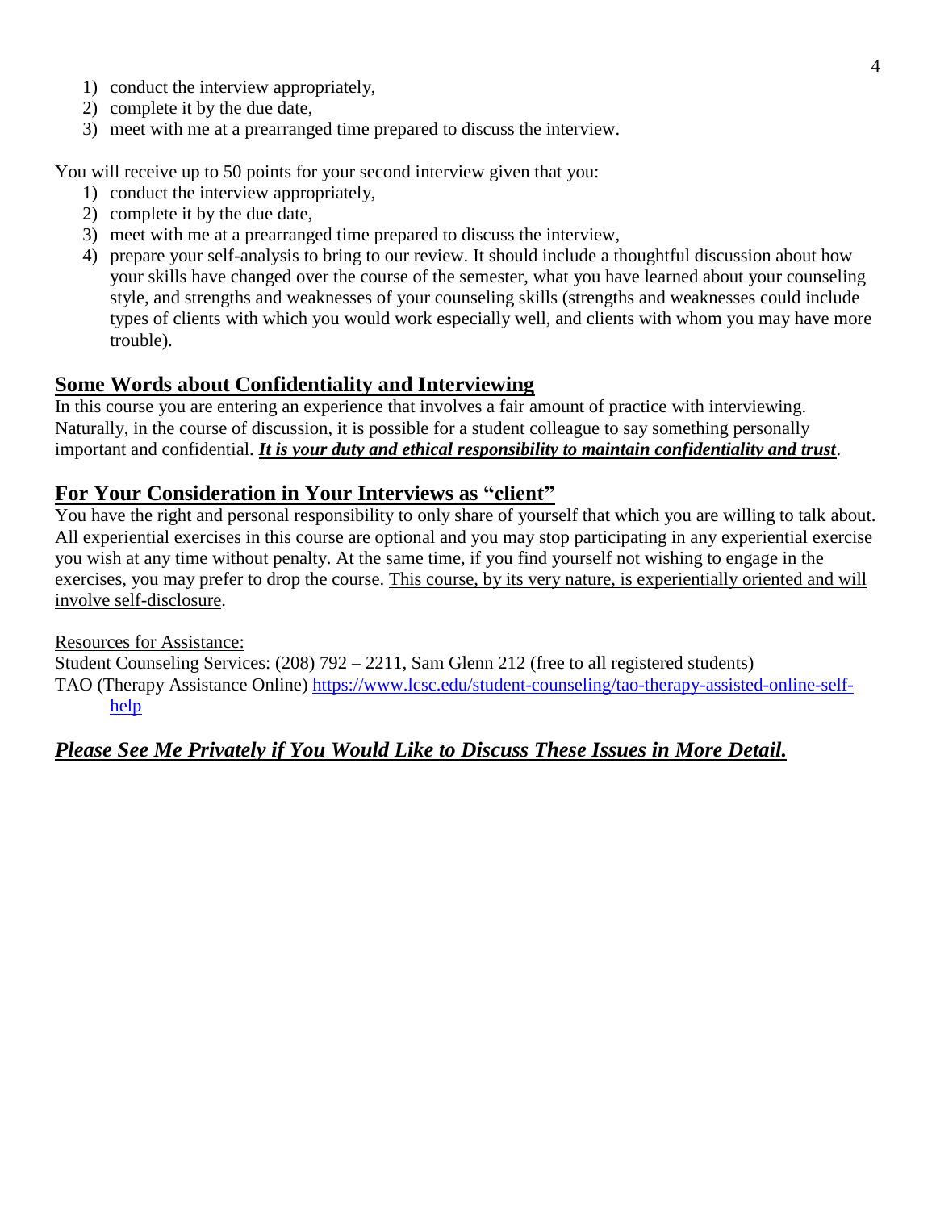1) conduct the interview appropriately,
2) complete it by the due date,
3) meet with me at a prearranged time prepared to discuss the interview.

You will receive up to 50 points for your second interview given that you:

1) conduct the interview appropriately,
2) complete it by the due date,
3) meet with me at a prearranged time prepared to discuss the interview,
4) prepare your self-analysis to bring to our review. It should include a thoughtful discussion about how your skills have changed over the course of the semester, what you have learned about your counseling style, and strengths and weaknesses of your counseling skills (strengths and weaknesses could include types of clients with which you would work especially well, and clients with whom you may have more trouble).

## Some Words about Confidentiality and Interviewing

In this course you are entering an experience that involves a fair amount of practice with interviewing. Naturally, in the course of discussion, it is possible for a student colleague to say something personally important and confidential. ***It is your duty and ethical responsibility to maintain confidentiality and trust***.

## For Your Consideration in Your Interviews as "client"

You have the right and personal responsibility to only share of yourself that which you are willing to talk about. All experiential exercises in this course are optional and you may stop participating in any experiential exercise you wish at any time without penalty. At the same time, if you find yourself not wishing to engage in the exercises, you may prefer to drop the course. This course, by its very nature, is experientially oriented and will involve self-disclosure.

Resources for Assistance:

Student Counseling Services: (208) 792 – 2211, Sam Glenn 212 (free to all registered students)

TAO (Therapy Assistance Online) https://www.lcsc.edu/student-counseling/tao-therapy-assisted-online-self-help

***Please See Me Privately if You Would Like to Discuss These Issues in More Detail.***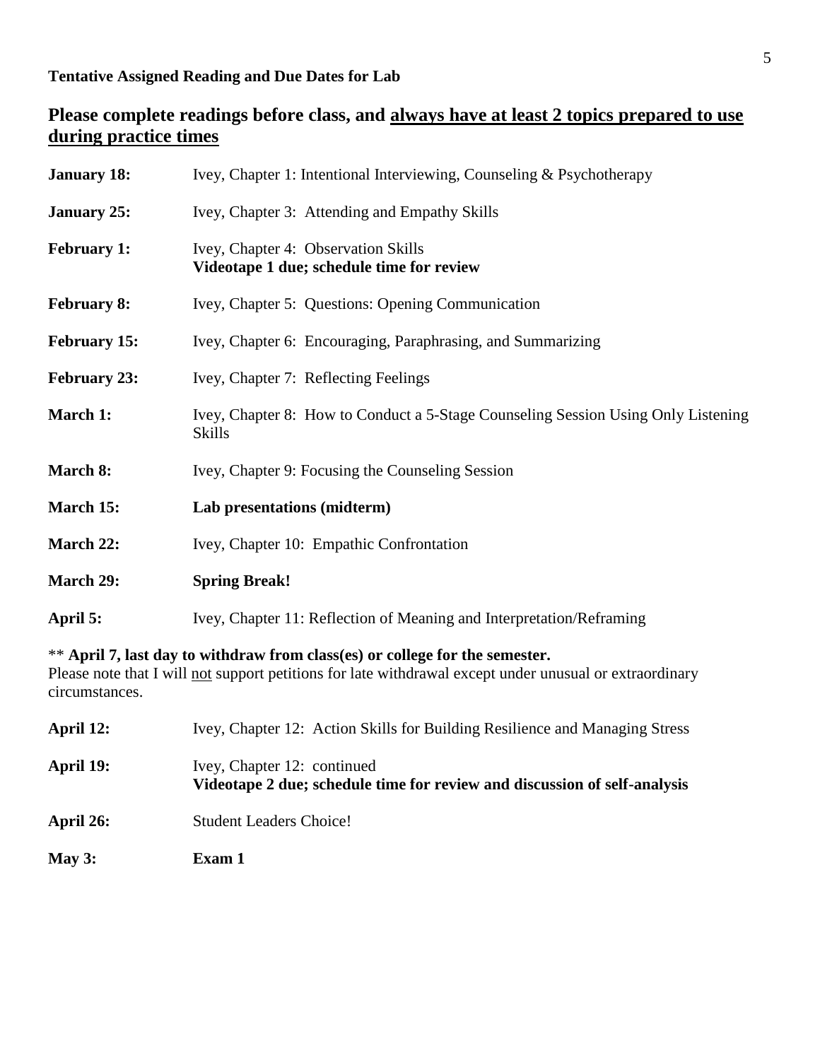**Tentative Assigned Reading and Due Dates for Lab**

## Please complete readings before class, and <u>always have at least 2 topics prepared to use during practice times</u>

| | |
|---|---|
| **January 18:** | Ivey, Chapter 1: Intentional Interviewing, Counseling & Psychotherapy |
| **January 25:** | Ivey, Chapter 3: Attending and Empathy Skills |
| **February 1:** | Ivey, Chapter 4: Observation Skills<br>**Videotape 1 due; schedule time for review** |
| **February 8:** | Ivey, Chapter 5: Questions: Opening Communication |
| **February 15:** | Ivey, Chapter 6: Encouraging, Paraphrasing, and Summarizing |
| **February 23:** | Ivey, Chapter 7: Reflecting Feelings |
| **March 1:** | Ivey, Chapter 8: How to Conduct a 5-Stage Counseling Session Using Only Listening Skills |
| **March 8:** | Ivey, Chapter 9: Focusing the Counseling Session |
| **March 15:** | **Lab presentations (midterm)** |
| **March 22:** | Ivey, Chapter 10: Empathic Confrontation |
| **March 29:** | **Spring Break!** |
| **April 5:** | Ivey, Chapter 11: Reflection of Meaning and Interpretation/Reframing |

** **April 7, last day to withdraw from class(es) or college for the semester.**
Please note that I will <u>not</u> support petitions for late withdrawal except under unusual or extraordinary circumstances.

| | |
|---|---|
| **April 12:** | Ivey, Chapter 12: Action Skills for Building Resilience and Managing Stress |
| **April 19:** | Ivey, Chapter 12: continued<br>**Videotape 2 due; schedule time for review and discussion of self-analysis** |
| **April 26:** | Student Leaders Choice! |
| **May 3:** | **Exam 1** |